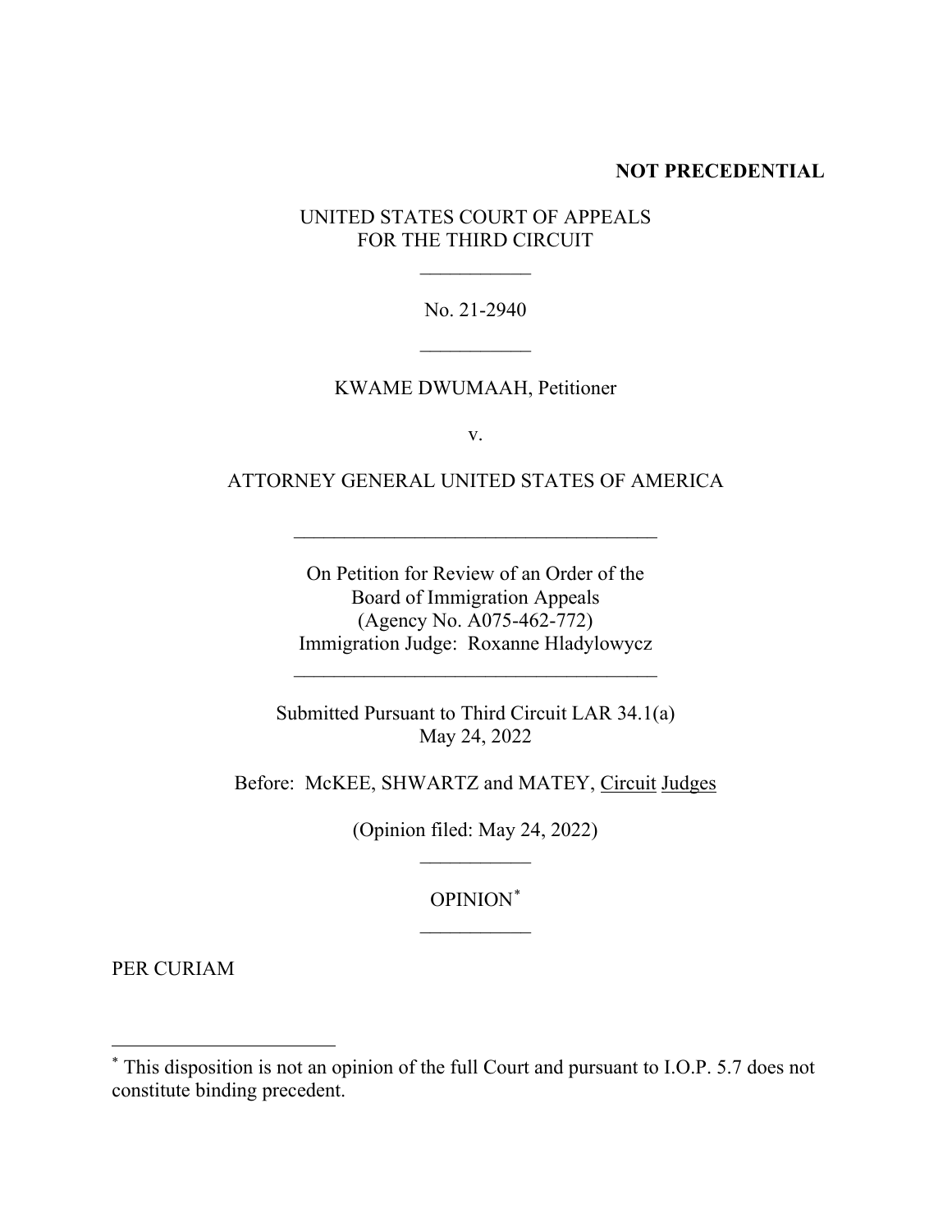**NOT PRECEDENTIAL**

UNITED STATES COURT OF APPEALS
FOR THE THIRD CIRCUIT

No. 21-2940

KWAME DWUMAAH, Petitioner

v.

ATTORNEY GENERAL UNITED STATES OF AMERICA

On Petition for Review of an Order of the
Board of Immigration Appeals
(Agency No. A075-462-772)
Immigration Judge: Roxanne Hladylowycz

Submitted Pursuant to Third Circuit LAR 34.1(a)
May 24, 2022

Before: McKEE, SHWARTZ and MATEY, Circuit Judges

(Opinion filed: May 24, 2022)

OPINION[*]

PER CURIAM

[*] This disposition is not an opinion of the full Court and pursuant to I.O.P. 5.7 does not constitute binding precedent.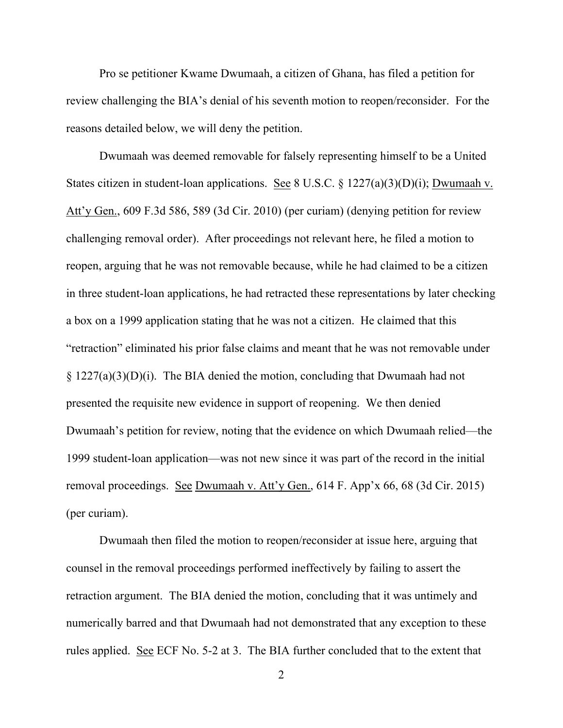Pro se petitioner Kwame Dwumaah, a citizen of Ghana, has filed a petition for review challenging the BIA's denial of his seventh motion to reopen/reconsider. For the reasons detailed below, we will deny the petition.

Dwumaah was deemed removable for falsely representing himself to be a United States citizen in student-loan applications. See 8 U.S.C. § 1227(a)(3)(D)(i); Dwumaah v. Att'y Gen., 609 F.3d 586, 589 (3d Cir. 2010) (per curiam) (denying petition for review challenging removal order). After proceedings not relevant here, he filed a motion to reopen, arguing that he was not removable because, while he had claimed to be a citizen in three student-loan applications, he had retracted these representations by later checking a box on a 1999 application stating that he was not a citizen. He claimed that this "retraction" eliminated his prior false claims and meant that he was not removable under § 1227(a)(3)(D)(i). The BIA denied the motion, concluding that Dwumaah had not presented the requisite new evidence in support of reopening. We then denied Dwumaah's petition for review, noting that the evidence on which Dwumaah relied—the 1999 student-loan application—was not new since it was part of the record in the initial removal proceedings. See Dwumaah v. Att'y Gen., 614 F. App'x 66, 68 (3d Cir. 2015) (per curiam).

Dwumaah then filed the motion to reopen/reconsider at issue here, arguing that counsel in the removal proceedings performed ineffectively by failing to assert the retraction argument. The BIA denied the motion, concluding that it was untimely and numerically barred and that Dwumaah had not demonstrated that any exception to these rules applied. See ECF No. 5-2 at 3. The BIA further concluded that to the extent that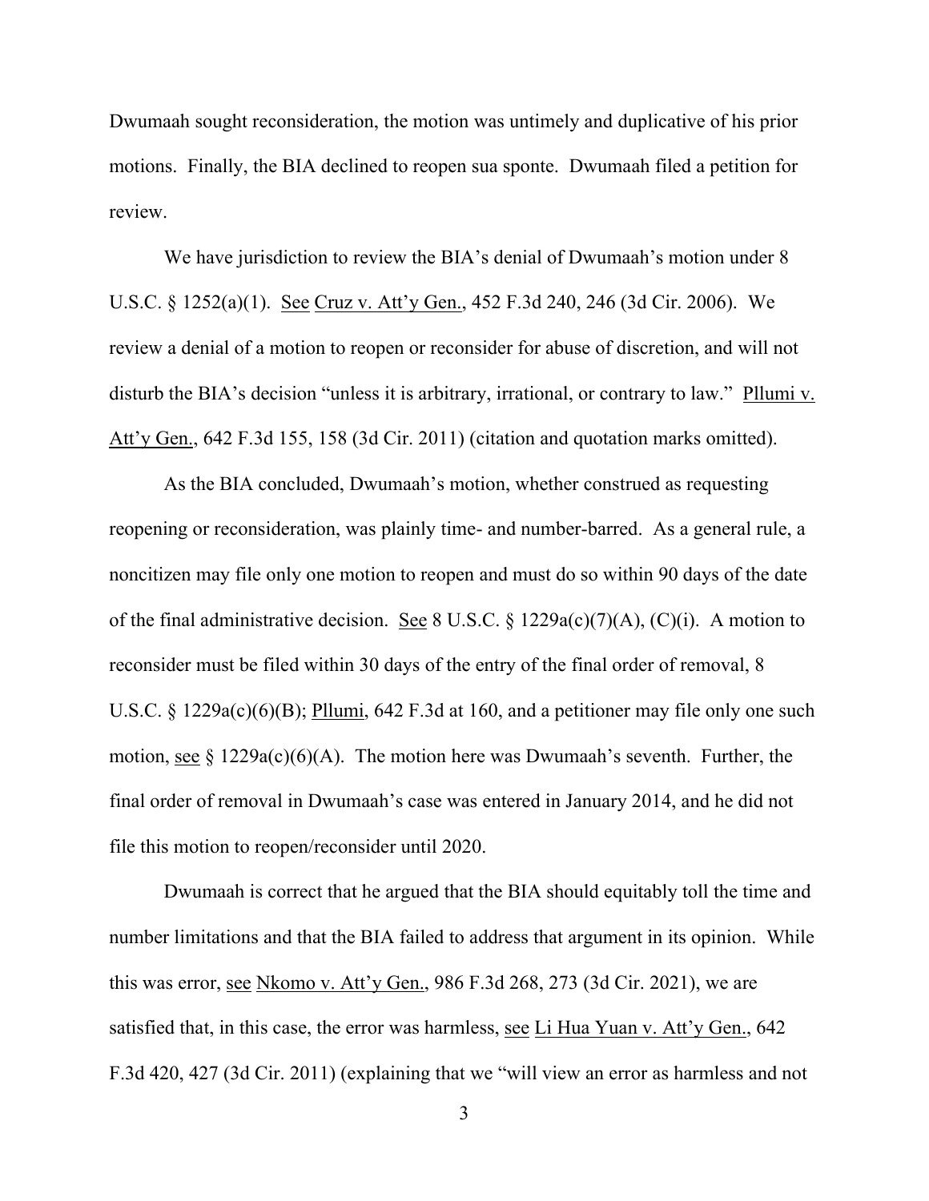Dwumaah sought reconsideration, the motion was untimely and duplicative of his prior motions. Finally, the BIA declined to reopen sua sponte. Dwumaah filed a petition for review.

We have jurisdiction to review the BIA's denial of Dwumaah's motion under 8 U.S.C. § 1252(a)(1). See Cruz v. Att'y Gen., 452 F.3d 240, 246 (3d Cir. 2006). We review a denial of a motion to reopen or reconsider for abuse of discretion, and will not disturb the BIA's decision "unless it is arbitrary, irrational, or contrary to law." Pllumi v. Att'y Gen., 642 F.3d 155, 158 (3d Cir. 2011) (citation and quotation marks omitted).

As the BIA concluded, Dwumaah's motion, whether construed as requesting reopening or reconsideration, was plainly time- and number-barred. As a general rule, a noncitizen may file only one motion to reopen and must do so within 90 days of the date of the final administrative decision. See 8 U.S.C. § 1229a(c)(7)(A), (C)(i). A motion to reconsider must be filed within 30 days of the entry of the final order of removal, 8 U.S.C. § 1229a(c)(6)(B); Pllumi, 642 F.3d at 160, and a petitioner may file only one such motion, see § 1229a(c)(6)(A). The motion here was Dwumaah's seventh. Further, the final order of removal in Dwumaah's case was entered in January 2014, and he did not file this motion to reopen/reconsider until 2020.

Dwumaah is correct that he argued that the BIA should equitably toll the time and number limitations and that the BIA failed to address that argument in its opinion. While this was error, see Nkomo v. Att'y Gen., 986 F.3d 268, 273 (3d Cir. 2021), we are satisfied that, in this case, the error was harmless, see Li Hua Yuan v. Att'y Gen., 642 F.3d 420, 427 (3d Cir. 2011) (explaining that we "will view an error as harmless and not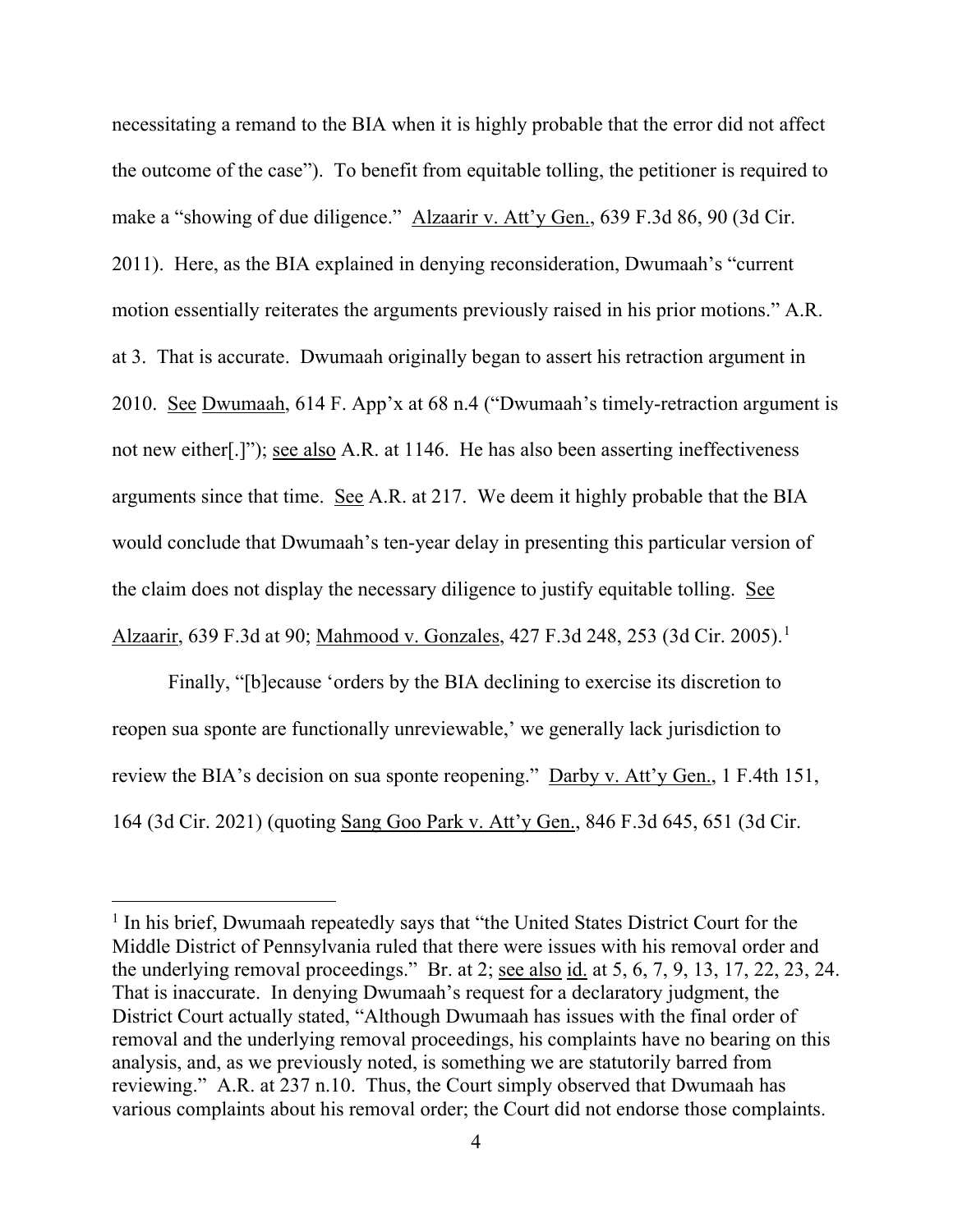necessitating a remand to the BIA when it is highly probable that the error did not affect the outcome of the case"). To benefit from equitable tolling, the petitioner is required to make a "showing of due diligence." Alzaarir v. Att'y Gen., 639 F.3d 86, 90 (3d Cir. 2011). Here, as the BIA explained in denying reconsideration, Dwumaah's "current motion essentially reiterates the arguments previously raised in his prior motions." A.R. at 3. That is accurate. Dwumaah originally began to assert his retraction argument in 2010. See Dwumaah, 614 F. App'x at 68 n.4 ("Dwumaah's timely-retraction argument is not new either[.]"); see also A.R. at 1146. He has also been asserting ineffectiveness arguments since that time. See A.R. at 217. We deem it highly probable that the BIA would conclude that Dwumaah's ten-year delay in presenting this particular version of the claim does not display the necessary diligence to justify equitable tolling. See Alzaarir, 639 F.3d at 90; Mahmood v. Gonzales, 427 F.3d 248, 253 (3d Cir. 2005).[1]

Finally, "[b]ecause 'orders by the BIA declining to exercise its discretion to reopen sua sponte are functionally unreviewable,' we generally lack jurisdiction to review the BIA's decision on sua sponte reopening." Darby v. Att'y Gen., 1 F.4th 151, 164 (3d Cir. 2021) (quoting Sang Goo Park v. Att'y Gen., 846 F.3d 645, 651 (3d Cir.

---

[1] In his brief, Dwumaah repeatedly says that "the United States District Court for the Middle District of Pennsylvania ruled that there were issues with his removal order and the underlying removal proceedings." Br. at 2; see also id. at 5, 6, 7, 9, 13, 17, 22, 23, 24. That is inaccurate. In denying Dwumaah's request for a declaratory judgment, the District Court actually stated, "Although Dwumaah has issues with the final order of removal and the underlying removal proceedings, his complaints have no bearing on this analysis, and, as we previously noted, is something we are statutorily barred from reviewing." A.R. at 237 n.10. Thus, the Court simply observed that Dwumaah has various complaints about his removal order; the Court did not endorse those complaints.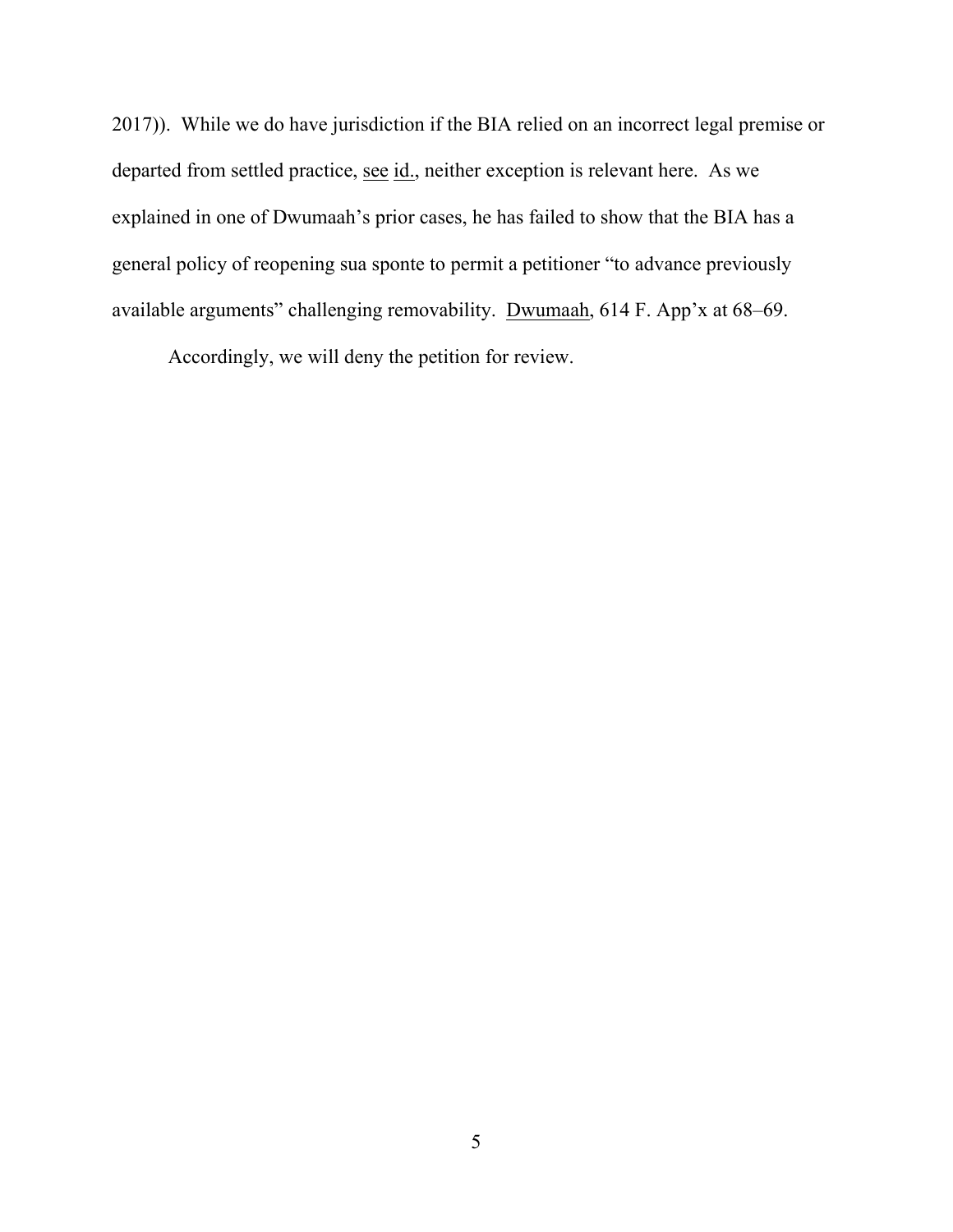2017)). While we do have jurisdiction if the BIA relied on an incorrect legal premise or departed from settled practice, see id., neither exception is relevant here. As we explained in one of Dwumaah's prior cases, he has failed to show that the BIA has a general policy of reopening sua sponte to permit a petitioner "to advance previously available arguments" challenging removability. Dwumaah, 614 F. App'x at 68–69.

Accordingly, we will deny the petition for review.